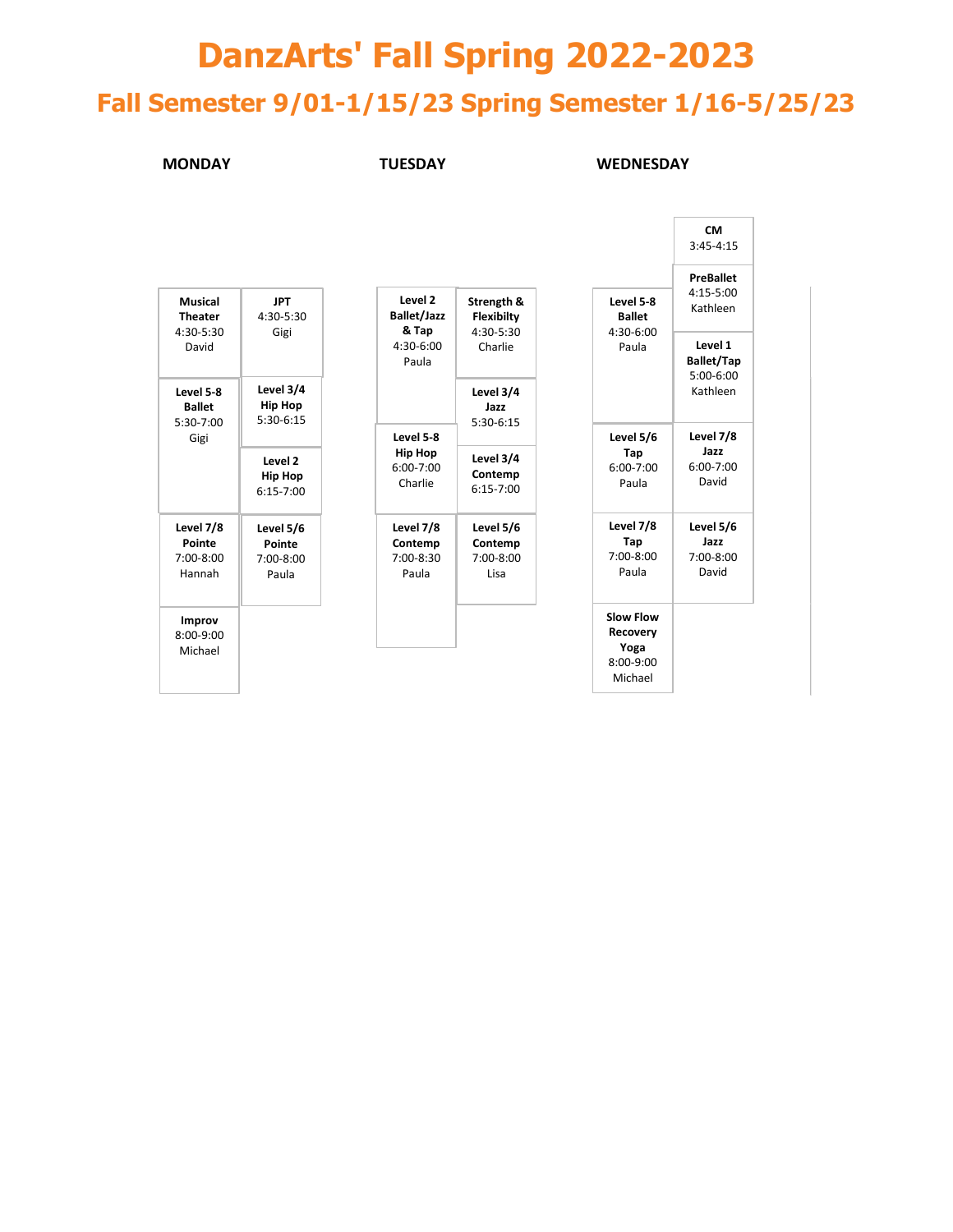# DanzArts' Fall Spring 2022-2023

## Fall Semester 9/01-1/15/23 Spring Semester 1/16-5/25/23

### MONDAY

| | |
|---|---|
| **Musical Theater** 4:30-5:30 David | **JPT** 4:30-5:30 Gigi |
| **Level 5-8 Ballet** 5:30-7:00 Gigi | **Level 3/4 Hip Hop** 5:30-6:15 |
| | **Level 2 Hip Hop** 6:15-7:00 |
| **Level 7/8 Pointe** 7:00-8:00 Hannah | **Level 5/6 Pointe** 7:00-8:00 Paula |
| **Improv** 8:00-9:00 Michael | |

### TUESDAY

| | |
|---|---|
| **Level 2 Ballet/Jazz & Tap** 4:30-6:00 Paula | **Strength & Flexibilty** 4:30-5:30 Charlie |
| | **Level 3/4 Jazz** 5:30-6:15 |
| **Level 5-8 Hip Hop** 6:00-7:00 Charlie | **Level 3/4 Contemp** 6:15-7:00 |
| **Level 7/8 Contemp** 7:00-8:30 Paula | **Level 5/6 Contemp** 7:00-8:00 Lisa |

### WEDNESDAY

| | |
|---|---|
| | **CM** 3:45-4:15 |
| | **PreBallet** 4:15-5:00 Kathleen |
| **Level 5-8 Ballet** 4:30-6:00 Paula | **Level 1 Ballet/Tap** 5:00-6:00 Kathleen |
| **Level 5/6 Tap** 6:00-7:00 Paula | **Level 7/8 Jazz** 6:00-7:00 David |
| **Level 7/8 Tap** 7:00-8:00 Paula | **Level 5/6 Jazz** 7:00-8:00 David |
| **Slow Flow Recovery Yoga** 8:00-9:00 Michael | |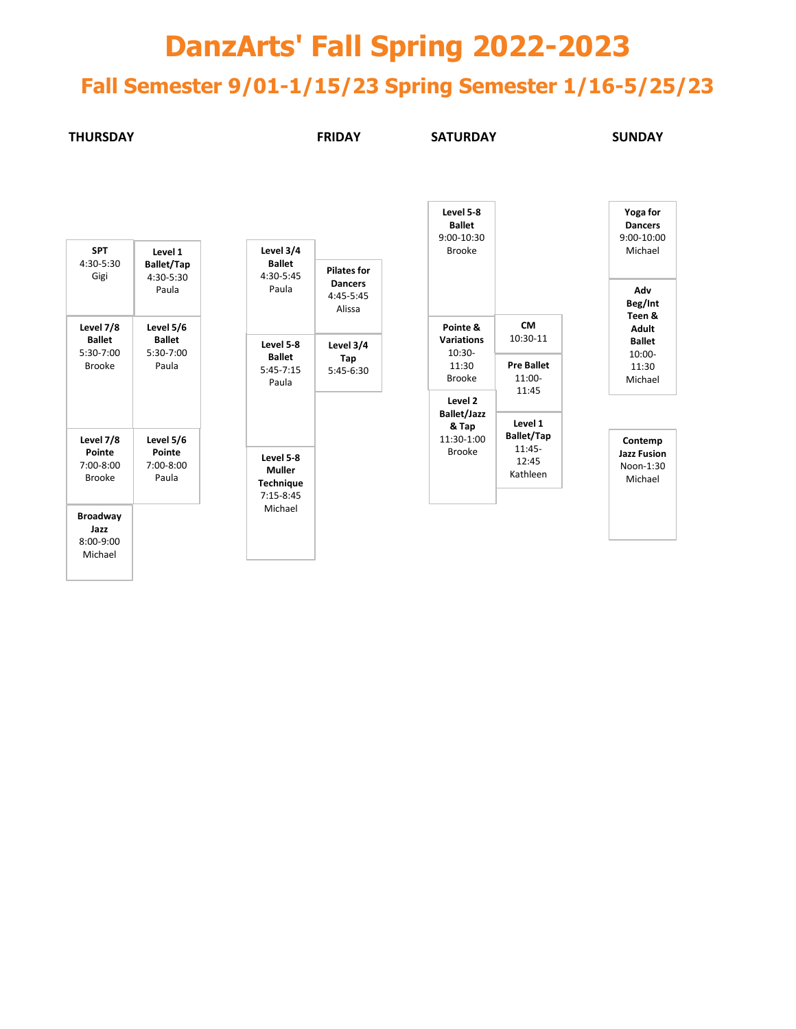# DanzArts' Fall Spring 2022-2023

## Fall Semester 9/01-1/15/23 Spring Semester 1/16-5/25/23

### THURSDAY

- **SPT** 4:30-5:30 Gigi
- **Level 1 Ballet/Tap** 4:30-5:30 Paula
- **Level 7/8 Ballet** 5:30-7:00 Brooke
- **Level 5/6 Ballet** 5:30-7:00 Paula
- **Level 7/8 Pointe** 7:00-8:00 Brooke
- **Level 5/6 Pointe** 7:00-8:00 Paula
- **Broadway Jazz** 8:00-9:00 Michael

### FRIDAY

- **Level 3/4 Ballet** 4:30-5:45 Paula
- **Pilates for Dancers** 4:45-5:45 Alissa
- **Level 5-8 Ballet** 5:45-7:15 Paula
- **Level 3/4 Tap** 5:45-6:30
- **Level 5-8 Muller Technique** 7:15-8:45 Michael

### SATURDAY

- **Level 5-8 Ballet** 9:00-10:30 Brooke
- **Pointe & Variations** 10:30-11:30 Brooke
- **CM** 10:30-11
- **Pre Ballet** 11:00-11:45
- **Level 2 Ballet/Jazz & Tap** 11:30-1:00 Brooke
- **Level 1 Ballet/Tap** 11:45-12:45 Kathleen

### SUNDAY

- **Yoga for Dancers** 9:00-10:00 Michael
- **Adv Beg/Int Teen & Adult Ballet** 10:00-11:30 Michael
- **Contemp Jazz Fusion** Noon-1:30 Michael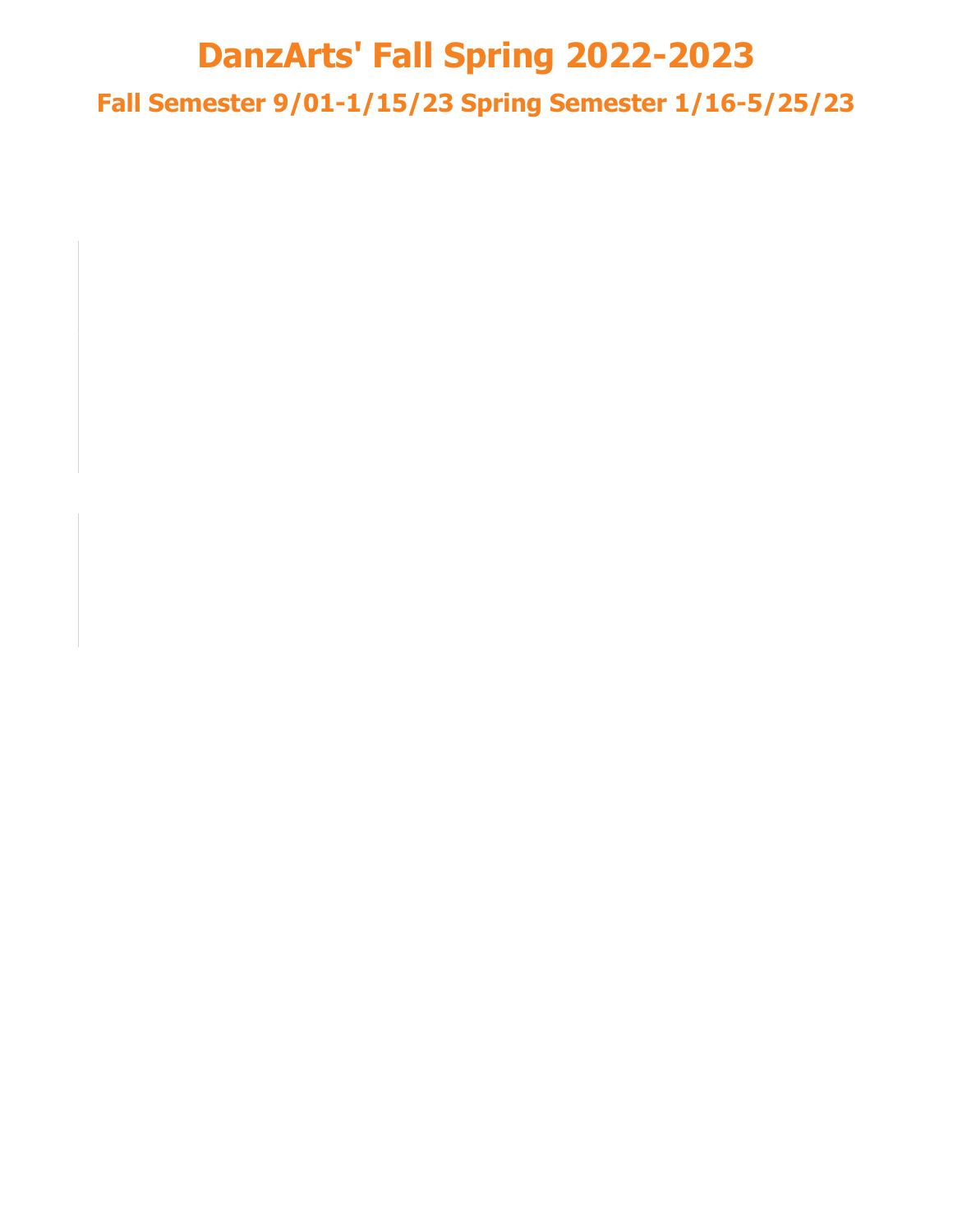# DanzArts' Fall Spring 2022-2023

## Fall Semester 9/01-1/15/23 Spring Semester 1/16-5/25/23